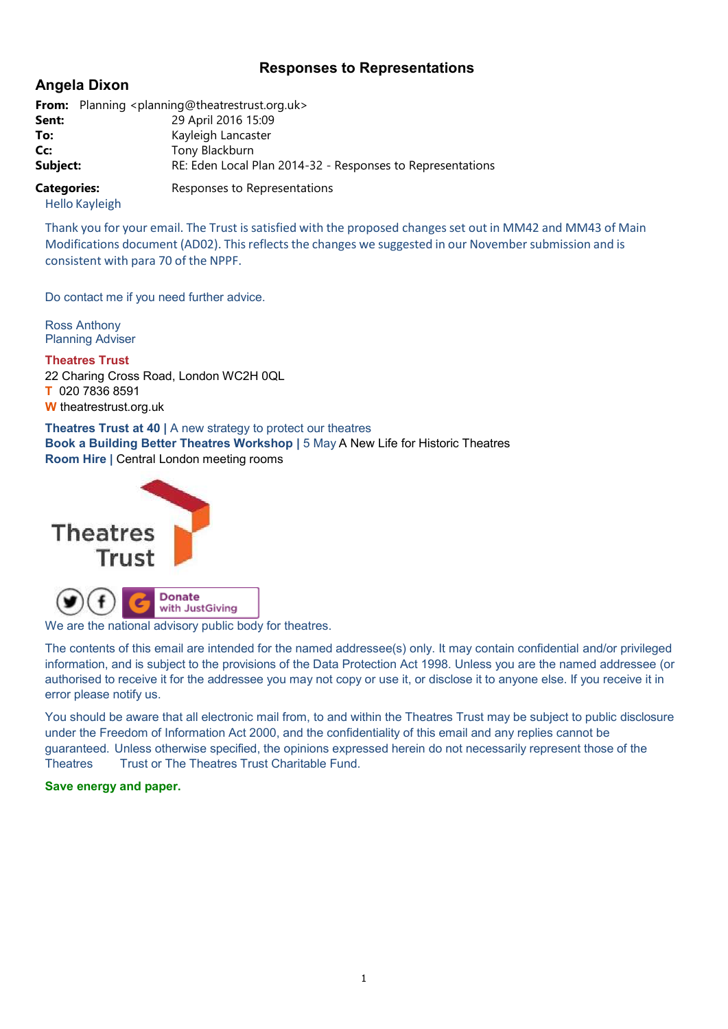# Responses to Representations

## Angela Dixon

**From:** Planning <planning@theatrestrust.org.uk>
**Sent:** 29 April 2016 15:09
**To:** Kayleigh Lancaster
**Cc:** Tony Blackburn
**Subject:** RE: Eden Local Plan 2014-32 - Responses to Representations

**Categories:** Responses to Representations

Hello Kayleigh

Thank you for your email. The Trust is satisfied with the proposed changes set out in MM42 and MM43 of Main Modifications document (AD02). This reflects the changes we suggested in our November submission and is consistent with para 70 of the NPPF.

Do contact me if you need further advice.

Ross Anthony
Planning Adviser

**Theatres Trust**
22 Charing Cross Road, London WC2H 0QL
**T** 020 7836 8591
**W** theatrestrust.org.uk

**Theatres Trust at 40 |** A new strategy to protect our theatres
**Book a Building Better Theatres Workshop |** 5 May A New Life for Historic Theatres
**Room Hire |** Central London meeting rooms

Theatres Trust

Donate with JustGiving

We are the national advisory public body for theatres.

The contents of this email are intended for the named addressee(s) only. It may contain confidential and/or privileged information, and is subject to the provisions of the Data Protection Act 1998. Unless you are the named addressee (or authorised to receive it for the addressee you may not copy or use it, or disclose it to anyone else. If you receive it in error please notify us.

You should be aware that all electronic mail from, to and within the Theatres Trust may be subject to public disclosure under the Freedom of Information Act 2000, and the confidentiality of this email and any replies cannot be guaranteed. Unless otherwise specified, the opinions expressed herein do not necessarily represent those of the Theatres Trust or The Theatres Trust Charitable Fund.

**Save energy and paper.**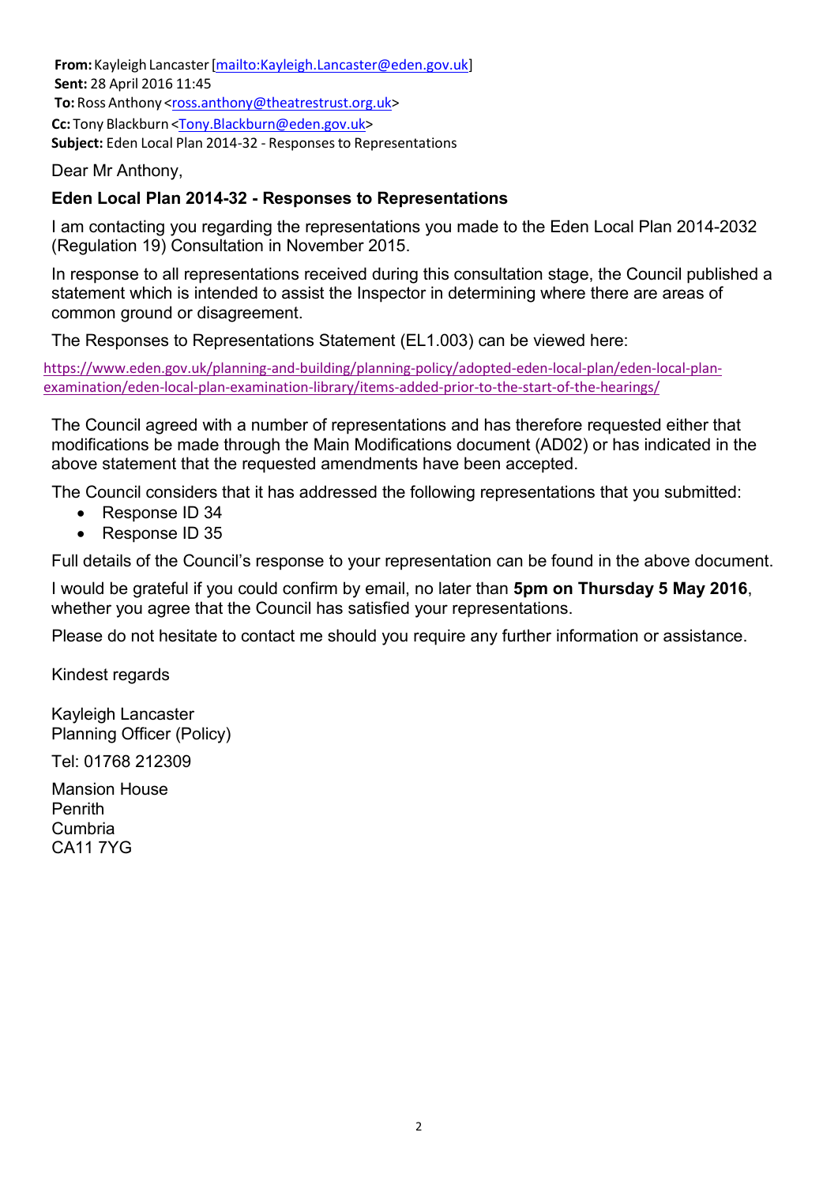**From:** Kayleigh Lancaster [mailto:Kayleigh.Lancaster@eden.gov.uk]
**Sent:** 28 April 2016 11:45
**To:** Ross Anthony <ross.anthony@theatrestrust.org.uk>
**Cc:** Tony Blackburn <Tony.Blackburn@eden.gov.uk>
**Subject:** Eden Local Plan 2014-32 - Responses to Representations

Dear Mr Anthony,

**Eden Local Plan 2014-32 - Responses to Representations**

I am contacting you regarding the representations you made to the Eden Local Plan 2014-2032 (Regulation 19) Consultation in November 2015.

In response to all representations received during this consultation stage, the Council published a statement which is intended to assist the Inspector in determining where there are areas of common ground or disagreement.

The Responses to Representations Statement (EL1.003) can be viewed here:

https://www.eden.gov.uk/planning-and-building/planning-policy/adopted-eden-local-plan/eden-local-plan-examination/eden-local-plan-examination-library/items-added-prior-to-the-start-of-the-hearings/

The Council agreed with a number of representations and has therefore requested either that modifications be made through the Main Modifications document (AD02) or has indicated in the above statement that the requested amendments have been accepted.

The Council considers that it has addressed the following representations that you submitted:

- Response ID 34
- Response ID 35

Full details of the Council's response to your representation can be found in the above document.

I would be grateful if you could confirm by email, no later than **5pm on Thursday 5 May 2016**, whether you agree that the Council has satisfied your representations.

Please do not hesitate to contact me should you require any further information or assistance.

Kindest regards

Kayleigh Lancaster
Planning Officer (Policy)

Tel: 01768 212309

Mansion House
Penrith
Cumbria
CA11 7YG